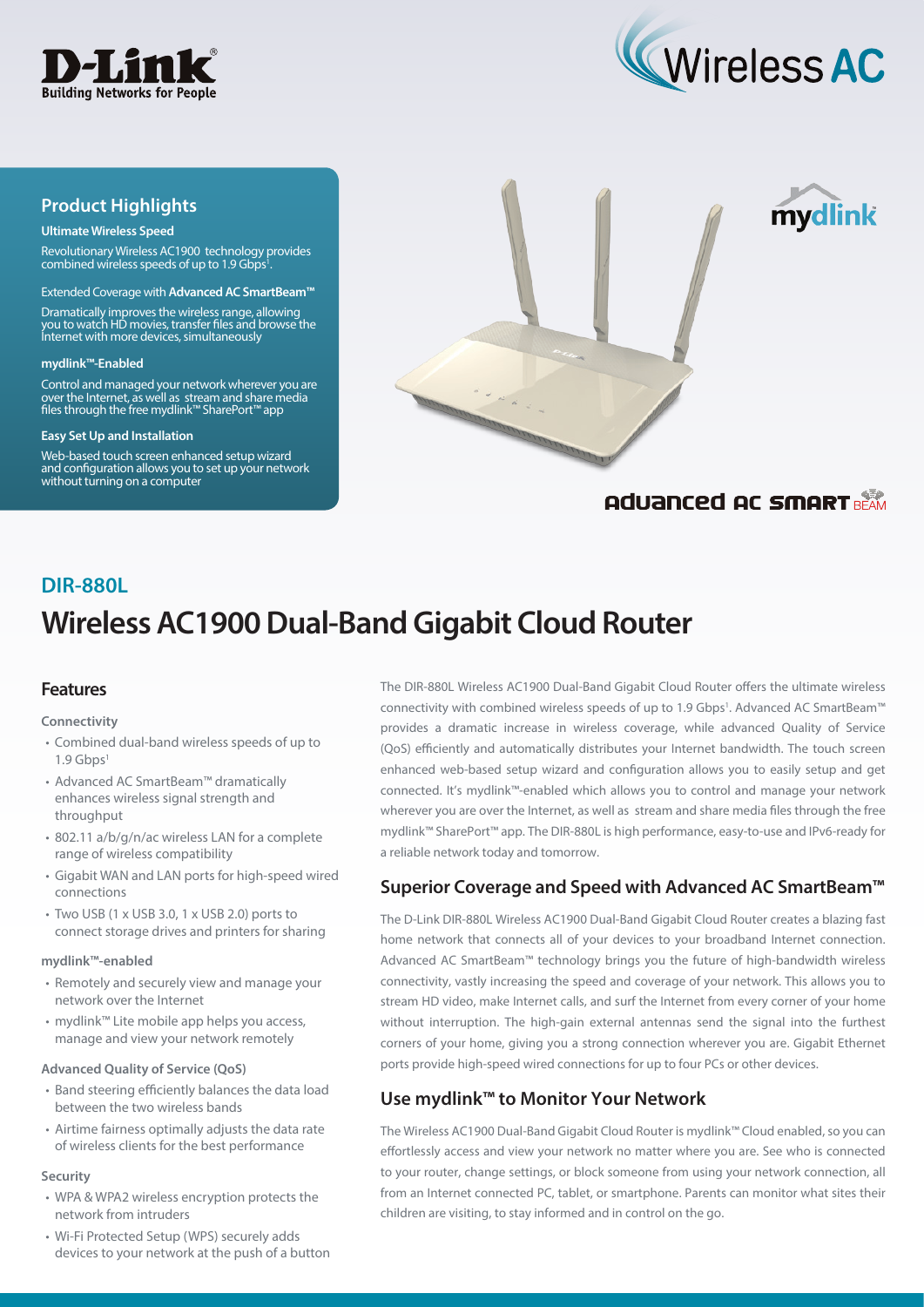D-Link
Building Networks for People

Wireless AC

## Product Highlights

**Ultimate Wireless Speed**

Revolutionary Wireless AC1900 technology provides combined wireless speeds of up to 1.9 Gbps[1].

Extended Coverage with **Advanced AC SmartBeam™**

Dramatically improves the wireless range, allowing you to watch HD movies, transfer files and browse the Internet with more devices, simultaneously

**mydlink™-Enabled**

Control and managed your network wherever you are over the Internet, as well as stream and share media files through the free mydlink™ SharePort™ app

**Easy Set Up and Installation**

Web-based touch screen enhanced setup wizard and configuration allows you to set up your network without turning on a computer

mydlink

Advanced AC SMART BEAM

## DIR-880L

# Wireless AC1900 Dual-Band Gigabit Cloud Router

## Features

**Connectivity**

- Combined dual-band wireless speeds of up to 1.9 Gbps[1]
- Advanced AC SmartBeam™ dramatically enhances wireless signal strength and throughput
- 802.11 a/b/g/n/ac wireless LAN for a complete range of wireless compatibility
- Gigabit WAN and LAN ports for high-speed wired connections
- Two USB (1 x USB 3.0, 1 x USB 2.0) ports to connect storage drives and printers for sharing

**mydlink™-enabled**

- Remotely and securely view and manage your network over the Internet
- mydlink™ Lite mobile app helps you access, manage and view your network remotely

**Advanced Quality of Service (QoS)**

- Band steering efficiently balances the data load between the two wireless bands
- Airtime fairness optimally adjusts the data rate of wireless clients for the best performance

**Security**

- WPA & WPA2 wireless encryption protects the network from intruders
- Wi-Fi Protected Setup (WPS) securely adds devices to your network at the push of a button

The DIR-880L Wireless AC1900 Dual-Band Gigabit Cloud Router offers the ultimate wireless connectivity with combined wireless speeds of up to 1.9 Gbps[1]. Advanced AC SmartBeam™ provides a dramatic increase in wireless coverage, while advanced Quality of Service (QoS) efficiently and automatically distributes your Internet bandwidth. The touch screen enhanced web-based setup wizard and configuration allows you to easily setup and get connected. It's mydlink™-enabled which allows you to control and manage your network wherever you are over the Internet, as well as stream and share media files through the free mydlink™ SharePort™ app. The DIR-880L is high performance, easy-to-use and IPv6-ready for a reliable network today and tomorrow.

## Superior Coverage and Speed with Advanced AC SmartBeam™

The D-Link DIR-880L Wireless AC1900 Dual-Band Gigabit Cloud Router creates a blazing fast home network that connects all of your devices to your broadband Internet connection. Advanced AC SmartBeam™ technology brings you the future of high-bandwidth wireless connectivity, vastly increasing the speed and coverage of your network. This allows you to stream HD video, make Internet calls, and surf the Internet from every corner of your home without interruption. The high-gain external antennas send the signal into the furthest corners of your home, giving you a strong connection wherever you are. Gigabit Ethernet ports provide high-speed wired connections for up to four PCs or other devices.

## Use mydlink™ to Monitor Your Network

The Wireless AC1900 Dual-Band Gigabit Cloud Router is mydlink™ Cloud enabled, so you can effortlessly access and view your network no matter where you are. See who is connected to your router, change settings, or block someone from using your network connection, all from an Internet connected PC, tablet, or smartphone. Parents can monitor what sites their children are visiting, to stay informed and in control on the go.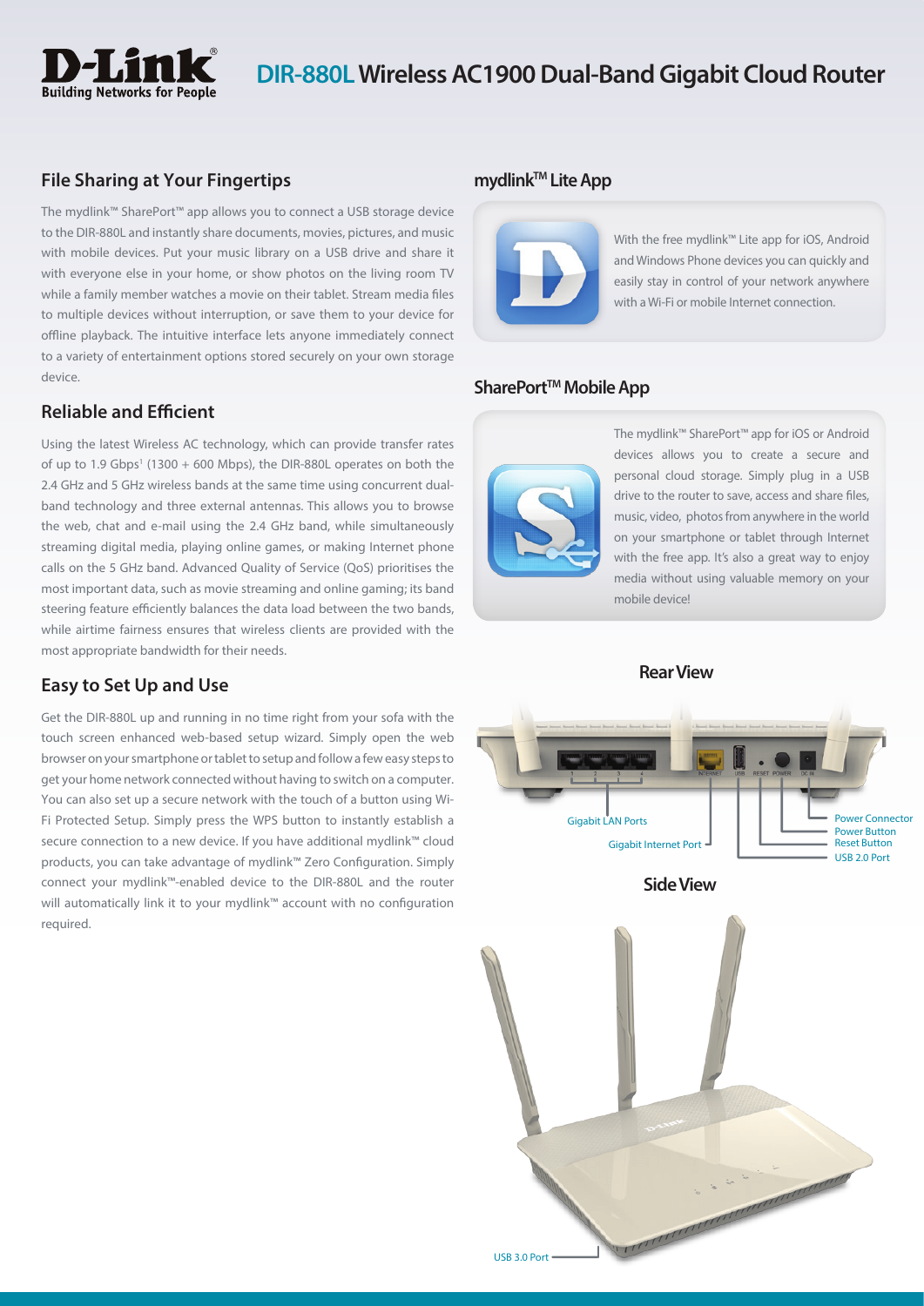# DIR-880L Wireless AC1900 Dual-Band Gigabit Cloud Router

## File Sharing at Your Fingertips

The mydlink™ SharePort™ app allows you to connect a USB storage device to the DIR-880L and instantly share documents, movies, pictures, and music with mobile devices. Put your music library on a USB drive and share it with everyone else in your home, or show photos on the living room TV while a family member watches a movie on their tablet. Stream media files to multiple devices without interruption, or save them to your device for offline playback. The intuitive interface lets anyone immediately connect to a variety of entertainment options stored securely on your own storage device.

## Reliable and Efficient

Using the latest Wireless AC technology, which can provide transfer rates of up to 1.9 Gbps[1] (1300 + 600 Mbps), the DIR-880L operates on both the 2.4 GHz and 5 GHz wireless bands at the same time using concurrent dual-band technology and three external antennas. This allows you to browse the web, chat and e-mail using the 2.4 GHz band, while simultaneously streaming digital media, playing online games, or making Internet phone calls on the 5 GHz band. Advanced Quality of Service (QoS) prioritises the most important data, such as movie streaming and online gaming; its band steering feature efficiently balances the data load between the two bands, while airtime fairness ensures that wireless clients are provided with the most appropriate bandwidth for their needs.

## Easy to Set Up and Use

Get the DIR-880L up and running in no time right from your sofa with the touch screen enhanced web-based setup wizard. Simply open the web browser on your smartphone or tablet to setup and follow a few easy steps to get your home network connected without having to switch on a computer. You can also set up a secure network with the touch of a button using Wi-Fi Protected Setup. Simply press the WPS button to instantly establish a secure connection to a new device. If you have additional mydlink™ cloud products, you can take advantage of mydlink™ Zero Configuration. Simply connect your mydlink™-enabled device to the DIR-880L and the router will automatically link it to your mydlink™ account with no configuration required.

## mydlink™ Lite App

With the free mydlink™ Lite app for iOS, Android and Windows Phone devices you can quickly and easily stay in control of your network anywhere with a Wi-Fi or mobile Internet connection.

## SharePort™ Mobile App

The mydlink™ SharePort™ app for iOS or Android devices allows you to create a secure and personal cloud storage. Simply plug in a USB drive to the router to save, access and share files, music, video, photos from anywhere in the world on your smartphone or tablet through Internet with the free app. It's also a great way to enjoy media without using valuable memory on your mobile device!

## Rear View

- Gigabit LAN Ports
- Gigabit Internet Port
- Power Connector
- Power Button
- Reset Button
- USB 2.0 Port

## Side View

- USB 3.0 Port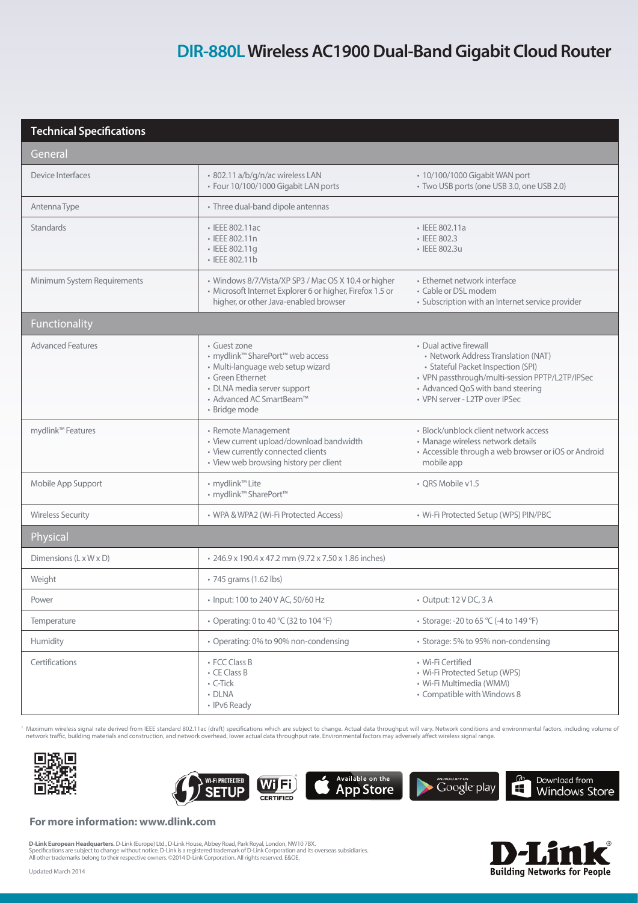# DIR-880L Wireless AC1900 Dual-Band Gigabit Cloud Router

## Technical Specifications

| | | |
|---|---|---|
| **General** | | |
| Device Interfaces | • 802.11 a/b/g/n/ac wireless LAN<br>• Four 10/100/1000 Gigabit LAN ports | • 10/100/1000 Gigabit WAN port<br>• Two USB ports (one USB 3.0, one USB 2.0) |
| Antenna Type | • Three dual-band dipole antennas | |
| Standards | • IEEE 802.11ac<br>• IEEE 802.11n<br>• IEEE 802.11g<br>• IEEE 802.11b | • IEEE 802.11a<br>• IEEE 802.3<br>• IEEE 802.3u |
| Minimum System Requirements | • Windows 8/7/Vista/XP SP3 / Mac OS X 10.4 or higher<br>• Microsoft Internet Explorer 6 or higher, Firefox 1.5 or higher, or other Java-enabled browser | • Ethernet network interface<br>• Cable or DSL modem<br>• Subscription with an Internet service provider |
| **Functionality** | | |
| Advanced Features | • Guest zone<br>• mydlink™ SharePort™ web access<br>• Multi-language web setup wizard<br>• Green Ethernet<br>• DLNA media server support<br>• Advanced AC SmartBeam™<br>• Bridge mode | • Dual active firewall<br>  • Network Address Translation (NAT)<br>  • Stateful Packet Inspection (SPI)<br>• VPN passthrough/multi-session PPTP/L2TP/IPSec<br>• Advanced QoS with band steering<br>• VPN server - L2TP over IPSec |
| mydlink™ Features | • Remote Management<br>• View current upload/download bandwidth<br>• View currently connected clients<br>• View web browsing history per client | • Block/unblock client network access<br>• Manage wireless network details<br>• Accessible through a web browser or iOS or Android mobile app |
| Mobile App Support | • mydlink™ Lite<br>• mydlink™ SharePort™ | • QRS Mobile v1.5 |
| Wireless Security | • WPA & WPA2 (Wi-Fi Protected Access) | • Wi-Fi Protected Setup (WPS) PIN/PBC |
| **Physical** | | |
| Dimensions (L x W x D) | • 246.9 x 190.4 x 47.2 mm (9.72 x 7.50 x 1.86 inches) | |
| Weight | • 745 grams (1.62 lbs) | |
| Power | • Input: 100 to 240 V AC, 50/60 Hz | • Output: 12 V DC, 3 A |
| Temperature | • Operating: 0 to 40 °C (32 to 104 °F) | • Storage: -20 to 65 °C (-4 to 149 °F) |
| Humidity | • Operating: 0% to 90% non-condensing | • Storage: 5% to 95% non-condensing |
| Certifications | • FCC Class B<br>• CE Class B<br>• C-Tick<br>• DLNA<br>• IPv6 Ready | • Wi-Fi Certified<br>• Wi-Fi Protected Setup (WPS)<br>• Wi-Fi Multimedia (WMM)<br>• Compatible with Windows 8 |

[1] Maximum wireless signal rate derived from IEEE standard 802.11ac (draft) specifications which are subject to change. Actual data throughput will vary. Network conditions and environmental factors, including volume of network traffic, building materials and construction, and network overhead, lower actual data throughput rate. Environmental factors may adversely affect wireless signal range.

**For more information: www.dlink.com**

**D-Link European Headquarters.** D-Link (Europe) Ltd., D-Link House, Abbey Road, Park Royal, London, NW10 7BX.
Specifications are subject to change without notice. D-Link is a registered trademark of D-Link Corporation and its overseas subsidiaries.
All other trademarks belong to their respective owners. ©2014 D-Link Corporation. All rights reserved. E&OE.

Updated March 2014